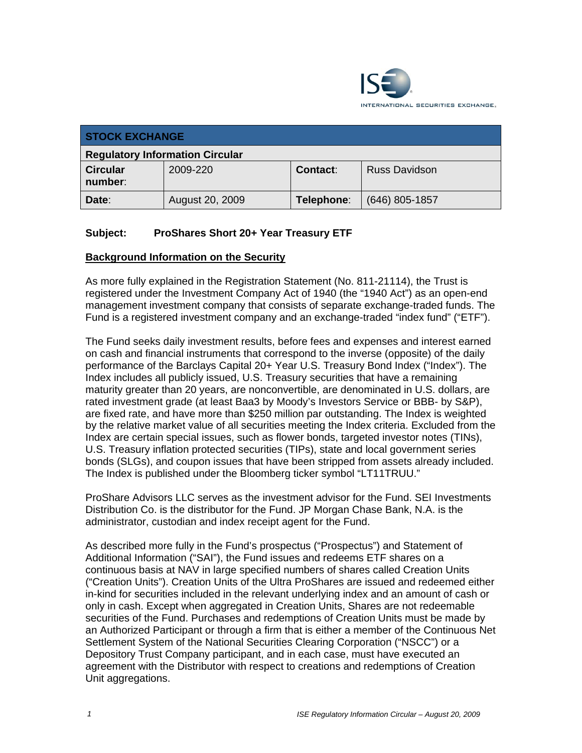INTERNATIONAL SECURITIES EXCHANGE.

| STOCK EXCHANGE | | | |
|---|---|---|---|
| **Regulatory Information Circular** | | | |
| **Circular number**: | 2009-220 | **Contact**: | Russ Davidson |
| **Date**: | August 20, 2009 | **Telephone**: | (646) 805-1857 |

**Subject: ProShares Short 20+ Year Treasury ETF**

## Background Information on the Security

As more fully explained in the Registration Statement (No. 811-21114), the Trust is registered under the Investment Company Act of 1940 (the "1940 Act") as an open-end management investment company that consists of separate exchange-traded funds. The Fund is a registered investment company and an exchange-traded "index fund" ("ETF").

The Fund seeks daily investment results, before fees and expenses and interest earned on cash and financial instruments that correspond to the inverse (opposite) of the daily performance of the Barclays Capital 20+ Year U.S. Treasury Bond Index ("Index"). The Index includes all publicly issued, U.S. Treasury securities that have a remaining maturity greater than 20 years, are nonconvertible, are denominated in U.S. dollars, are rated investment grade (at least Baa3 by Moody's Investors Service or BBB- by S&P), are fixed rate, and have more than $250 million par outstanding. The Index is weighted by the relative market value of all securities meeting the Index criteria. Excluded from the Index are certain special issues, such as flower bonds, targeted investor notes (TINs), U.S. Treasury inflation protected securities (TIPs), state and local government series bonds (SLGs), and coupon issues that have been stripped from assets already included. The Index is published under the Bloomberg ticker symbol "LT11TRUU."

ProShare Advisors LLC serves as the investment advisor for the Fund. SEI Investments Distribution Co. is the distributor for the Fund. JP Morgan Chase Bank, N.A. is the administrator, custodian and index receipt agent for the Fund.

As described more fully in the Fund's prospectus ("Prospectus") and Statement of Additional Information ("SAI"), the Fund issues and redeems ETF shares on a continuous basis at NAV in large specified numbers of shares called Creation Units ("Creation Units"). Creation Units of the Ultra ProShares are issued and redeemed either in-kind for securities included in the relevant underlying index and an amount of cash or only in cash. Except when aggregated in Creation Units, Shares are not redeemable securities of the Fund. Purchases and redemptions of Creation Units must be made by an Authorized Participant or through a firm that is either a member of the Continuous Net Settlement System of the National Securities Clearing Corporation ("NSCC") or a Depository Trust Company participant, and in each case, must have executed an agreement with the Distributor with respect to creations and redemptions of Creation Unit aggregations.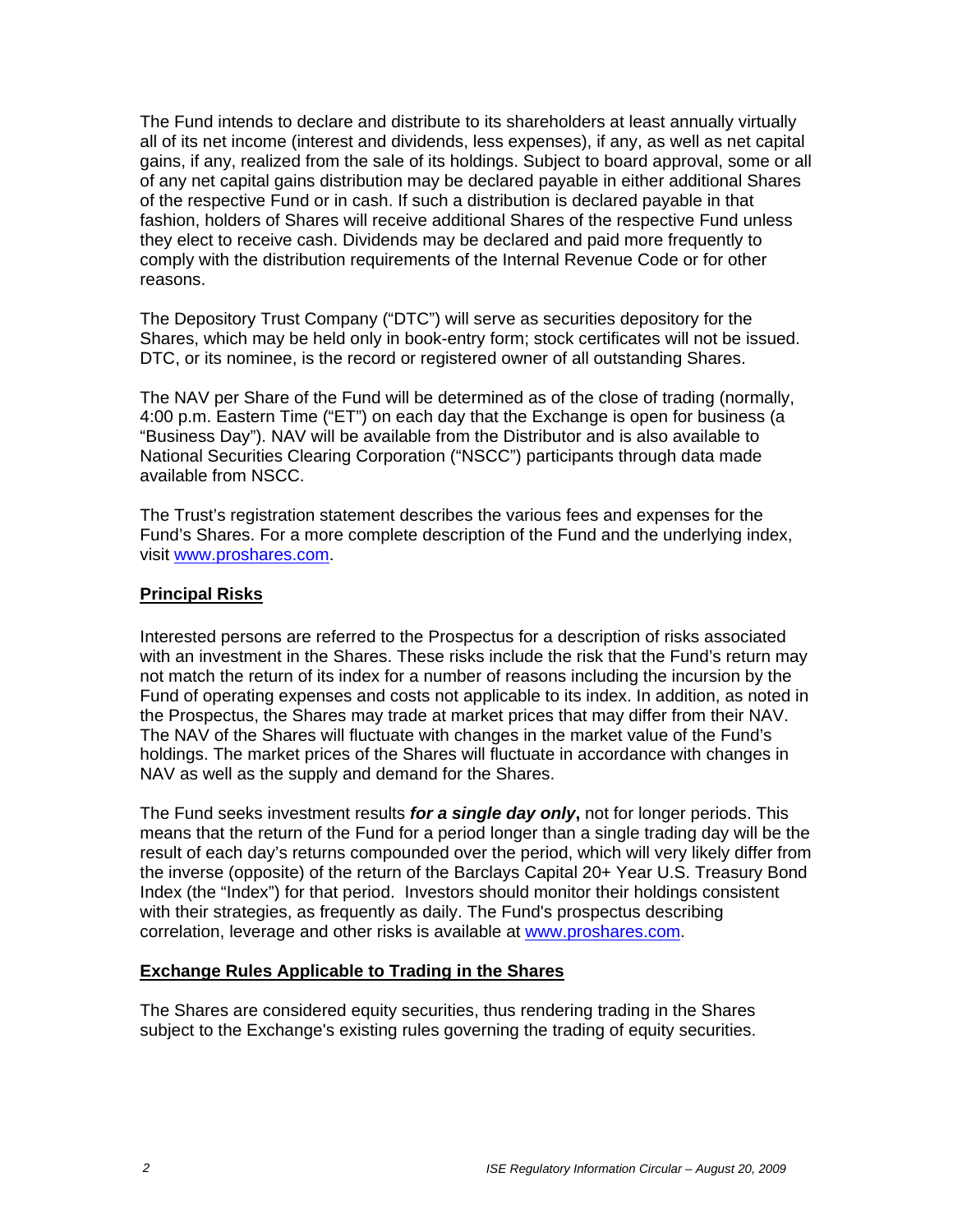The Fund intends to declare and distribute to its shareholders at least annually virtually all of its net income (interest and dividends, less expenses), if any, as well as net capital gains, if any, realized from the sale of its holdings. Subject to board approval, some or all of any net capital gains distribution may be declared payable in either additional Shares of the respective Fund or in cash. If such a distribution is declared payable in that fashion, holders of Shares will receive additional Shares of the respective Fund unless they elect to receive cash. Dividends may be declared and paid more frequently to comply with the distribution requirements of the Internal Revenue Code or for other reasons.

The Depository Trust Company ("DTC") will serve as securities depository for the Shares, which may be held only in book-entry form; stock certificates will not be issued. DTC, or its nominee, is the record or registered owner of all outstanding Shares.

The NAV per Share of the Fund will be determined as of the close of trading (normally, 4:00 p.m. Eastern Time ("ET") on each day that the Exchange is open for business (a "Business Day"). NAV will be available from the Distributor and is also available to National Securities Clearing Corporation ("NSCC") participants through data made available from NSCC.

The Trust's registration statement describes the various fees and expenses for the Fund's Shares. For a more complete description of the Fund and the underlying index, visit www.proshares.com.

## Principal Risks

Interested persons are referred to the Prospectus for a description of risks associated with an investment in the Shares. These risks include the risk that the Fund's return may not match the return of its index for a number of reasons including the incursion by the Fund of operating expenses and costs not applicable to its index. In addition, as noted in the Prospectus, the Shares may trade at market prices that may differ from their NAV. The NAV of the Shares will fluctuate with changes in the market value of the Fund's holdings. The market prices of the Shares will fluctuate in accordance with changes in NAV as well as the supply and demand for the Shares.

The Fund seeks investment results ***for a single day only*****,** not for longer periods. This means that the return of the Fund for a period longer than a single trading day will be the result of each day's returns compounded over the period, which will very likely differ from the inverse (opposite) of the return of the Barclays Capital 20+ Year U.S. Treasury Bond Index (the "Index") for that period. Investors should monitor their holdings consistent with their strategies, as frequently as daily. The Fund's prospectus describing correlation, leverage and other risks is available at www.proshares.com.

## Exchange Rules Applicable to Trading in the Shares

The Shares are considered equity securities, thus rendering trading in the Shares subject to the Exchange's existing rules governing the trading of equity securities.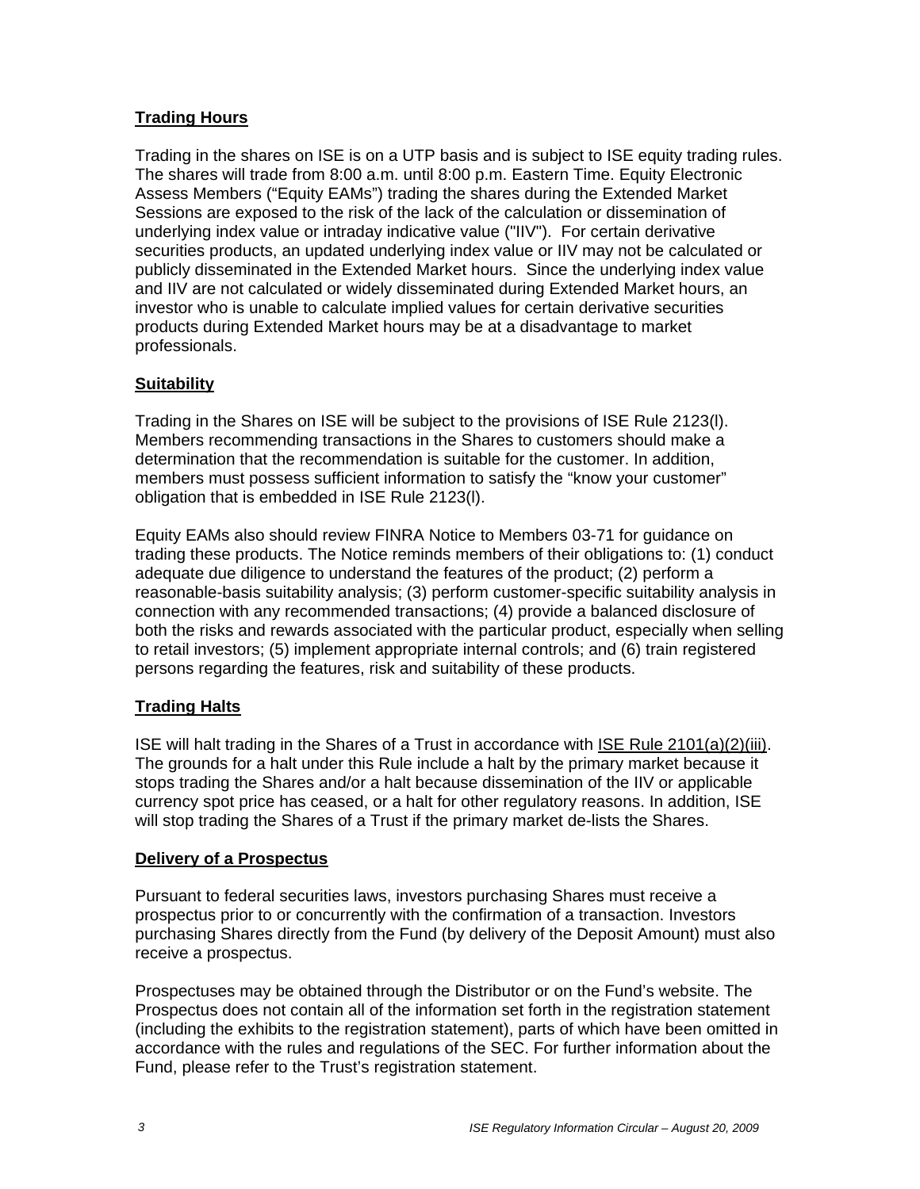## Trading Hours

Trading in the shares on ISE is on a UTP basis and is subject to ISE equity trading rules. The shares will trade from 8:00 a.m. until 8:00 p.m. Eastern Time. Equity Electronic Assess Members ("Equity EAMs") trading the shares during the Extended Market Sessions are exposed to the risk of the lack of the calculation or dissemination of underlying index value or intraday indicative value ("IIV"). For certain derivative securities products, an updated underlying index value or IIV may not be calculated or publicly disseminated in the Extended Market hours. Since the underlying index value and IIV are not calculated or widely disseminated during Extended Market hours, an investor who is unable to calculate implied values for certain derivative securities products during Extended Market hours may be at a disadvantage to market professionals.

## Suitability

Trading in the Shares on ISE will be subject to the provisions of ISE Rule 2123(l). Members recommending transactions in the Shares to customers should make a determination that the recommendation is suitable for the customer. In addition, members must possess sufficient information to satisfy the "know your customer" obligation that is embedded in ISE Rule 2123(l).

Equity EAMs also should review FINRA Notice to Members 03-71 for guidance on trading these products. The Notice reminds members of their obligations to: (1) conduct adequate due diligence to understand the features of the product; (2) perform a reasonable-basis suitability analysis; (3) perform customer-specific suitability analysis in connection with any recommended transactions; (4) provide a balanced disclosure of both the risks and rewards associated with the particular product, especially when selling to retail investors; (5) implement appropriate internal controls; and (6) train registered persons regarding the features, risk and suitability of these products.

## Trading Halts

ISE will halt trading in the Shares of a Trust in accordance with ISE Rule 2101(a)(2)(iii). The grounds for a halt under this Rule include a halt by the primary market because it stops trading the Shares and/or a halt because dissemination of the IIV or applicable currency spot price has ceased, or a halt for other regulatory reasons. In addition, ISE will stop trading the Shares of a Trust if the primary market de-lists the Shares.

## Delivery of a Prospectus

Pursuant to federal securities laws, investors purchasing Shares must receive a prospectus prior to or concurrently with the confirmation of a transaction. Investors purchasing Shares directly from the Fund (by delivery of the Deposit Amount) must also receive a prospectus.

Prospectuses may be obtained through the Distributor or on the Fund's website. The Prospectus does not contain all of the information set forth in the registration statement (including the exhibits to the registration statement), parts of which have been omitted in accordance with the rules and regulations of the SEC. For further information about the Fund, please refer to the Trust's registration statement.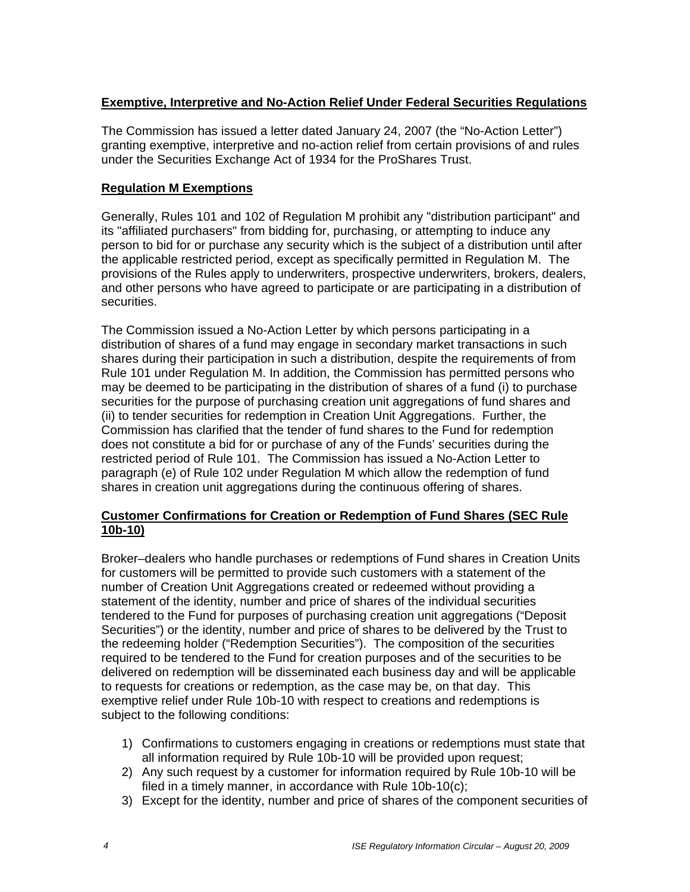**Exemptive, Interpretive and No-Action Relief Under Federal Securities Regulations**

The Commission has issued a letter dated January 24, 2007 (the "No-Action Letter") granting exemptive, interpretive and no-action relief from certain provisions of and rules under the Securities Exchange Act of 1934 for the ProShares Trust.

**Regulation M Exemptions**

Generally, Rules 101 and 102 of Regulation M prohibit any "distribution participant" and its "affiliated purchasers" from bidding for, purchasing, or attempting to induce any person to bid for or purchase any security which is the subject of a distribution until after the applicable restricted period, except as specifically permitted in Regulation M. The provisions of the Rules apply to underwriters, prospective underwriters, brokers, dealers, and other persons who have agreed to participate or are participating in a distribution of securities.

The Commission issued a No-Action Letter by which persons participating in a distribution of shares of a fund may engage in secondary market transactions in such shares during their participation in such a distribution, despite the requirements of from Rule 101 under Regulation M. In addition, the Commission has permitted persons who may be deemed to be participating in the distribution of shares of a fund (i) to purchase securities for the purpose of purchasing creation unit aggregations of fund shares and (ii) to tender securities for redemption in Creation Unit Aggregations. Further, the Commission has clarified that the tender of fund shares to the Fund for redemption does not constitute a bid for or purchase of any of the Funds' securities during the restricted period of Rule 101. The Commission has issued a No-Action Letter to paragraph (e) of Rule 102 under Regulation M which allow the redemption of fund shares in creation unit aggregations during the continuous offering of shares.

**Customer Confirmations for Creation or Redemption of Fund Shares (SEC Rule 10b-10)**

Broker–dealers who handle purchases or redemptions of Fund shares in Creation Units for customers will be permitted to provide such customers with a statement of the number of Creation Unit Aggregations created or redeemed without providing a statement of the identity, number and price of shares of the individual securities tendered to the Fund for purposes of purchasing creation unit aggregations ("Deposit Securities") or the identity, number and price of shares to be delivered by the Trust to the redeeming holder ("Redemption Securities"). The composition of the securities required to be tendered to the Fund for creation purposes and of the securities to be delivered on redemption will be disseminated each business day and will be applicable to requests for creations or redemption, as the case may be, on that day. This exemptive relief under Rule 10b-10 with respect to creations and redemptions is subject to the following conditions:

1) Confirmations to customers engaging in creations or redemptions must state that all information required by Rule 10b-10 will be provided upon request;
2) Any such request by a customer for information required by Rule 10b-10 will be filed in a timely manner, in accordance with Rule 10b-10(c);
3) Except for the identity, number and price of shares of the component securities of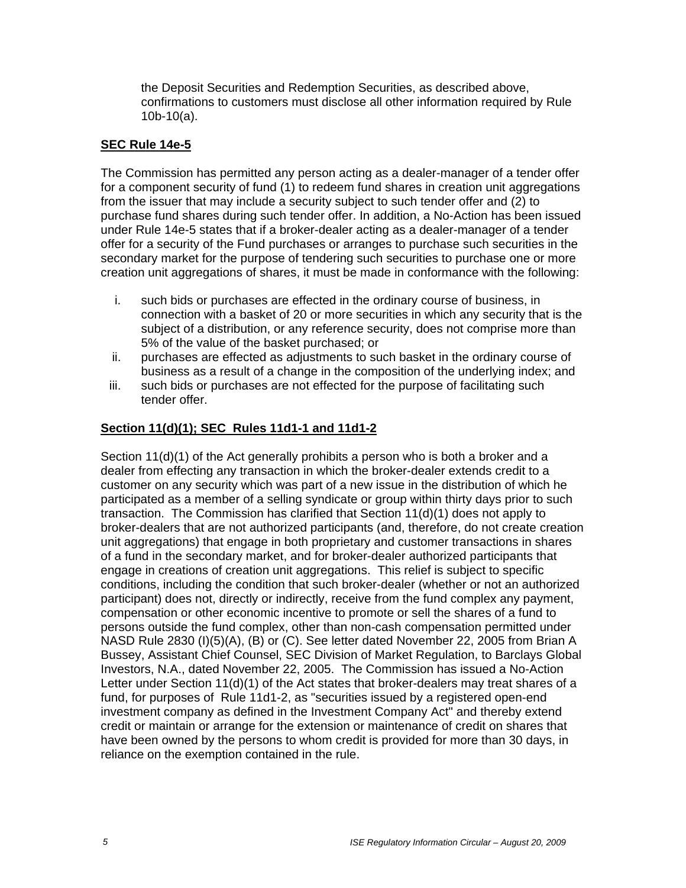the Deposit Securities and Redemption Securities, as described above, confirmations to customers must disclose all other information required by Rule 10b-10(a).

**SEC Rule 14e-5**

The Commission has permitted any person acting as a dealer-manager of a tender offer for a component security of fund (1) to redeem fund shares in creation unit aggregations from the issuer that may include a security subject to such tender offer and (2) to purchase fund shares during such tender offer. In addition, a No-Action has been issued under Rule 14e-5 states that if a broker-dealer acting as a dealer-manager of a tender offer for a security of the Fund purchases or arranges to purchase such securities in the secondary market for the purpose of tendering such securities to purchase one or more creation unit aggregations of shares, it must be made in conformance with the following:

i. such bids or purchases are effected in the ordinary course of business, in connection with a basket of 20 or more securities in which any security that is the subject of a distribution, or any reference security, does not comprise more than 5% of the value of the basket purchased; or
ii. purchases are effected as adjustments to such basket in the ordinary course of business as a result of a change in the composition of the underlying index; and
iii. such bids or purchases are not effected for the purpose of facilitating such tender offer.

**Section 11(d)(1); SEC Rules 11d1-1 and 11d1-2**

Section 11(d)(1) of the Act generally prohibits a person who is both a broker and a dealer from effecting any transaction in which the broker-dealer extends credit to a customer on any security which was part of a new issue in the distribution of which he participated as a member of a selling syndicate or group within thirty days prior to such transaction. The Commission has clarified that Section 11(d)(1) does not apply to broker-dealers that are not authorized participants (and, therefore, do not create creation unit aggregations) that engage in both proprietary and customer transactions in shares of a fund in the secondary market, and for broker-dealer authorized participants that engage in creations of creation unit aggregations. This relief is subject to specific conditions, including the condition that such broker-dealer (whether or not an authorized participant) does not, directly or indirectly, receive from the fund complex any payment, compensation or other economic incentive to promote or sell the shares of a fund to persons outside the fund complex, other than non-cash compensation permitted under NASD Rule 2830 (I)(5)(A), (B) or (C). See letter dated November 22, 2005 from Brian A Bussey, Assistant Chief Counsel, SEC Division of Market Regulation, to Barclays Global Investors, N.A., dated November 22, 2005. The Commission has issued a No-Action Letter under Section 11(d)(1) of the Act states that broker-dealers may treat shares of a fund, for purposes of Rule 11d1-2, as "securities issued by a registered open-end investment company as defined in the Investment Company Act" and thereby extend credit or maintain or arrange for the extension or maintenance of credit on shares that have been owned by the persons to whom credit is provided for more than 30 days, in reliance on the exemption contained in the rule.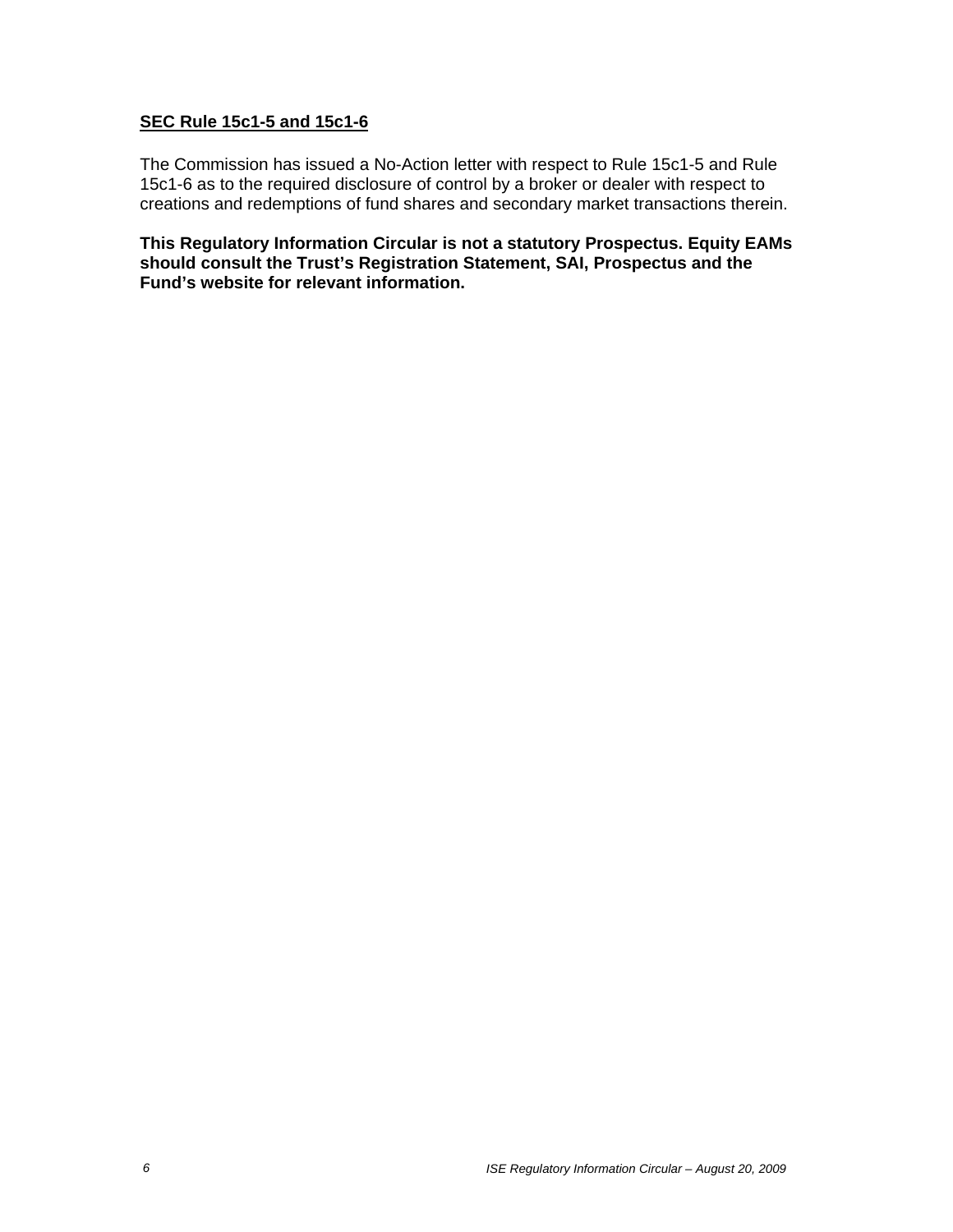**SEC Rule 15c1-5 and 15c1-6**

The Commission has issued a No-Action letter with respect to Rule 15c1-5 and Rule 15c1-6 as to the required disclosure of control by a broker or dealer with respect to creations and redemptions of fund shares and secondary market transactions therein.

**This Regulatory Information Circular is not a statutory Prospectus. Equity EAMs should consult the Trust's Registration Statement, SAI, Prospectus and the Fund's website for relevant information.**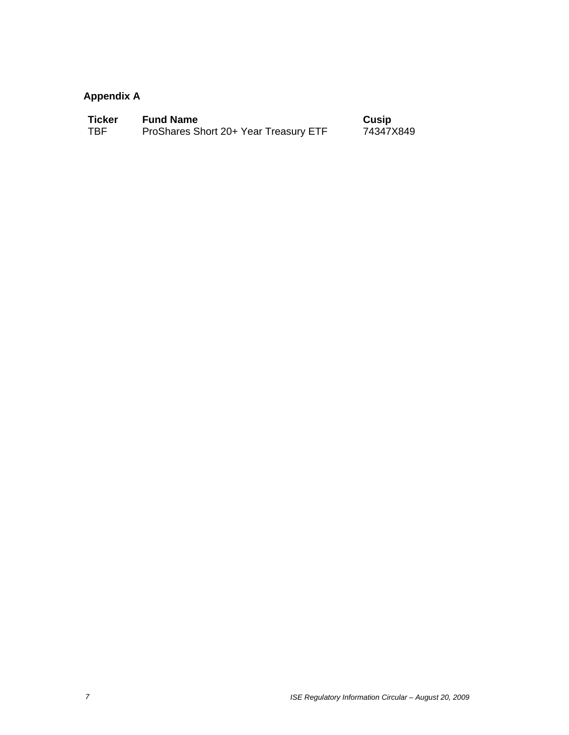## Appendix A

| Ticker | Fund Name | Cusip |
|---|---|---|
| TBF | ProShares Short 20+ Year Treasury ETF | 74347X849 |